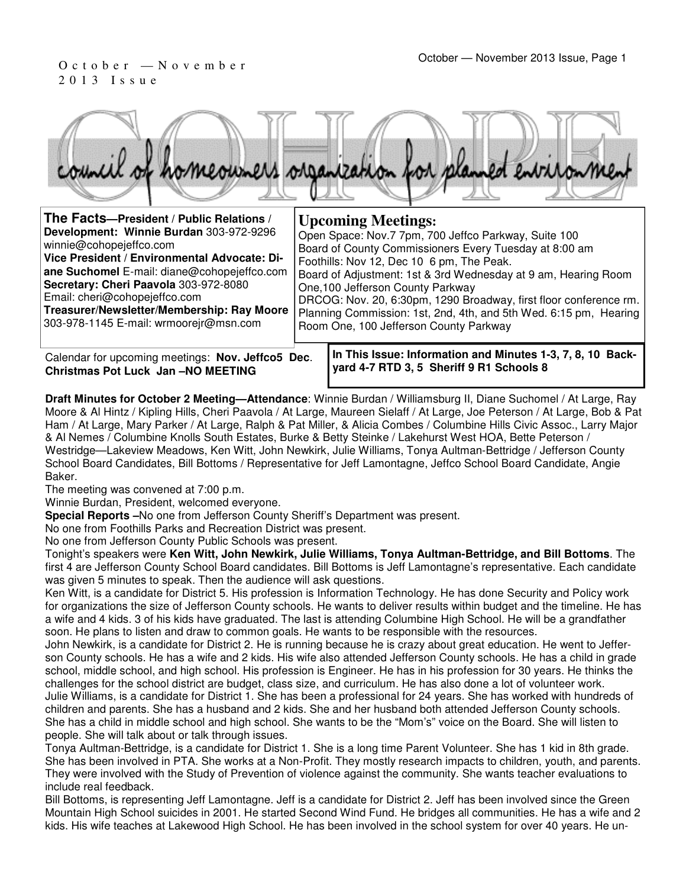October — November 2013 Issue

# COHOPE

council of homeowners organization for planned environment

**The Facts—President / Public Relations / Development: Winnie Burdan** 303-972-9296 winnie@cohopejeffco.com
**Vice President / Environmental Advocate: Diane Suchomel** E-mail: diane@cohopejeffco.com
**Secretary: Cheri Paavola** 303-972-8080 Email: cheri@cohopejeffco.com
**Treasurer/Newsletter/Membership: Ray Moore** 303-978-1145 E-mail: wrmoorejr@msn.com

## Upcoming Meetings:

Open Space: Nov.7 7pm, 700 Jeffco Parkway, Suite 100
Board of County Commissioners Every Tuesday at 8:00 am
Foothills: Nov 12, Dec 10 6 pm, The Peak.
Board of Adjustment: 1st & 3rd Wednesday at 9 am, Hearing Room One,100 Jefferson County Parkway
DRCOG: Nov. 20, 6:30pm, 1290 Broadway, first floor conference rm.
Planning Commission: 1st, 2nd, 4th, and 5th Wed. 6:15 pm, Hearing Room One, 100 Jefferson County Parkway

Calendar for upcoming meetings: **Nov. Jeffco5 Dec. Christmas Pot Luck Jan –NO MEETING**

**In This Issue: Information and Minutes 1-3, 7, 8, 10 Backyard 4-7 RTD 3, 5 Sheriff 9 R1 Schools 8**

**Draft Minutes for October 2 Meeting—Attendance**: Winnie Burdan / Williamsburg II, Diane Suchomel / At Large, Ray Moore & Al Hintz / Kipling Hills, Cheri Paavola / At Large, Maureen Sielaff / At Large, Joe Peterson / At Large, Bob & Pat Ham / At Large, Mary Parker / At Large, Ralph & Pat Miller, & Alicia Combes / Columbine Hills Civic Assoc., Larry Major & Al Nemes / Columbine Knolls South Estates, Burke & Betty Steinke / Lakehurst West HOA, Bette Peterson / Westridge—Lakeview Meadows, Ken Witt, John Newkirk, Julie Williams, Tonya Aultman-Bettridge / Jefferson County School Board Candidates, Bill Bottoms / Representative for Jeff Lamontagne, Jeffco School Board Candidate, Angie Baker.

The meeting was convened at 7:00 p.m.

Winnie Burdan, President, welcomed everyone.

**Special Reports –**No one from Jefferson County Sheriff's Department was present.

No one from Foothills Parks and Recreation District was present.

No one from Jefferson County Public Schools was present.

Tonight's speakers were **Ken Witt, John Newkirk, Julie Williams, Tonya Aultman-Bettridge, and Bill Bottoms**. The first 4 are Jefferson County School Board candidates. Bill Bottoms is Jeff Lamontagne's representative. Each candidate was given 5 minutes to speak. Then the audience will ask questions.

Ken Witt, is a candidate for District 5. His profession is Information Technology. He has done Security and Policy work for organizations the size of Jefferson County schools. He wants to deliver results within budget and the timeline. He has a wife and 4 kids. 3 of his kids have graduated. The last is attending Columbine High School. He will be a grandfather soon. He plans to listen and draw to common goals. He wants to be responsible with the resources.

John Newkirk, is a candidate for District 2. He is running because he is crazy about great education. He went to Jefferson County schools. He has a wife and 2 kids. His wife also attended Jefferson County schools. He has a child in grade school, middle school, and high school. His profession is Engineer. He has in his profession for 30 years. He thinks the challenges for the school district are budget, class size, and curriculum. He has also done a lot of volunteer work.

Julie Williams, is a candidate for District 1. She has been a professional for 24 years. She has worked with hundreds of children and parents. She has a husband and 2 kids. She and her husband both attended Jefferson County schools. She has a child in middle school and high school. She wants to be the "Mom's" voice on the Board. She will listen to people. She will talk about or talk through issues.

Tonya Aultman-Bettridge, is a candidate for District 1. She is a long time Parent Volunteer. She has 1 kid in 8th grade. She has been involved in PTA. She works at a Non-Profit. They mostly research impacts to children, youth, and parents. They were involved with the Study of Prevention of violence against the community. She wants teacher evaluations to include real feedback.

Bill Bottoms, is representing Jeff Lamontagne. Jeff is a candidate for District 2. Jeff has been involved since the Green Mountain High School suicides in 2001. He started Second Wind Fund. He bridges all communities. He has a wife and 2 kids. His wife teaches at Lakewood High School. He has been involved in the school system for over 40 years. He un-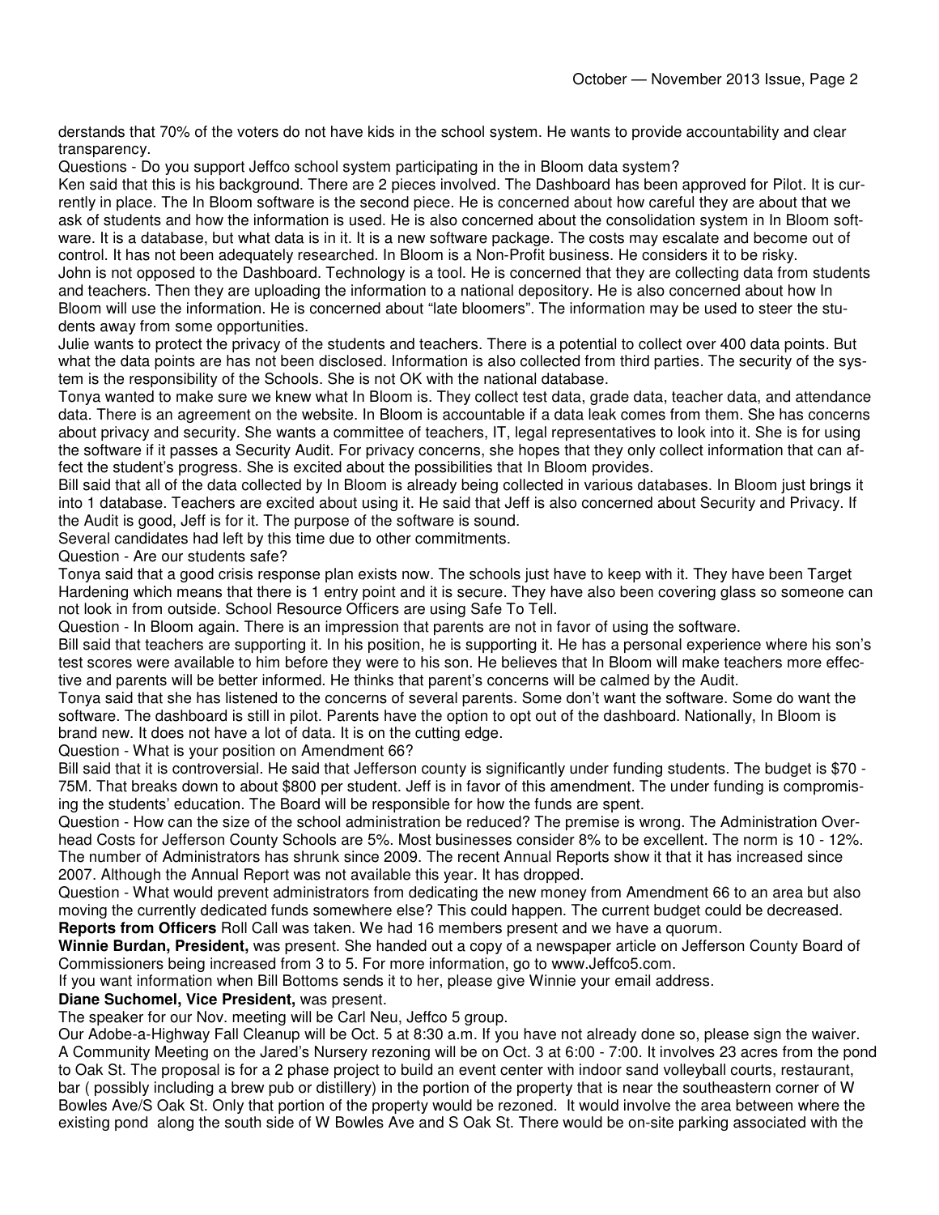derstands that 70% of the voters do not have kids in the school system. He wants to provide accountability and clear transparency.

Questions - Do you support Jeffco school system participating in the in Bloom data system?

Ken said that this is his background. There are 2 pieces involved. The Dashboard has been approved for Pilot. It is currently in place. The In Bloom software is the second piece. He is concerned about how careful they are about that we ask of students and how the information is used. He is also concerned about the consolidation system in In Bloom software. It is a database, but what data is in it. It is a new software package. The costs may escalate and become out of control. It has not been adequately researched. In Bloom is a Non-Profit business. He considers it to be risky.

John is not opposed to the Dashboard. Technology is a tool. He is concerned that they are collecting data from students and teachers. Then they are uploading the information to a national depository. He is also concerned about how In Bloom will use the information. He is concerned about "late bloomers". The information may be used to steer the students away from some opportunities.

Julie wants to protect the privacy of the students and teachers. There is a potential to collect over 400 data points. But what the data points are has not been disclosed. Information is also collected from third parties. The security of the system is the responsibility of the Schools. She is not OK with the national database.

Tonya wanted to make sure we knew what In Bloom is. They collect test data, grade data, teacher data, and attendance data. There is an agreement on the website. In Bloom is accountable if a data leak comes from them. She has concerns about privacy and security. She wants a committee of teachers, IT, legal representatives to look into it. She is for using the software if it passes a Security Audit. For privacy concerns, she hopes that they only collect information that can affect the student's progress. She is excited about the possibilities that In Bloom provides.

Bill said that all of the data collected by In Bloom is already being collected in various databases. In Bloom just brings it into 1 database. Teachers are excited about using it. He said that Jeff is also concerned about Security and Privacy. If the Audit is good, Jeff is for it. The purpose of the software is sound.

Several candidates had left by this time due to other commitments.

Question - Are our students safe?

Tonya said that a good crisis response plan exists now. The schools just have to keep with it. They have been Target Hardening which means that there is 1 entry point and it is secure. They have also been covering glass so someone can not look in from outside. School Resource Officers are using Safe To Tell.

Question - In Bloom again. There is an impression that parents are not in favor of using the software.

Bill said that teachers are supporting it. In his position, he is supporting it. He has a personal experience where his son's test scores were available to him before they were to his son. He believes that In Bloom will make teachers more effective and parents will be better informed. He thinks that parent's concerns will be calmed by the Audit.

Tonya said that she has listened to the concerns of several parents. Some don't want the software. Some do want the software. The dashboard is still in pilot. Parents have the option to opt out of the dashboard. Nationally, In Bloom is brand new. It does not have a lot of data. It is on the cutting edge.

Question - What is your position on Amendment 66?

Bill said that it is controversial. He said that Jefferson county is significantly under funding students. The budget is $70 - 75M. That breaks down to about $800 per student. Jeff is in favor of this amendment. The under funding is compromising the students' education. The Board will be responsible for how the funds are spent.

Question - How can the size of the school administration be reduced? The premise is wrong. The Administration Overhead Costs for Jefferson County Schools are 5%. Most businesses consider 8% to be excellent. The norm is 10 - 12%. The number of Administrators has shrunk since 2009. The recent Annual Reports show it that it has increased since 2007. Although the Annual Report was not available this year. It has dropped.

Question - What would prevent administrators from dedicating the new money from Amendment 66 to an area but also moving the currently dedicated funds somewhere else? This could happen. The current budget could be decreased.

**Reports from Officers** Roll Call was taken. We had 16 members present and we have a quorum.

**Winnie Burdan, President,** was present. She handed out a copy of a newspaper article on Jefferson County Board of Commissioners being increased from 3 to 5. For more information, go to www.Jeffco5.com.

If you want information when Bill Bottoms sends it to her, please give Winnie your email address.

**Diane Suchomel, Vice President,** was present.

The speaker for our Nov. meeting will be Carl Neu, Jeffco 5 group.

Our Adobe-a-Highway Fall Cleanup will be Oct. 5 at 8:30 a.m. If you have not already done so, please sign the waiver.

A Community Meeting on the Jared's Nursery rezoning will be on Oct. 3 at 6:00 - 7:00. It involves 23 acres from the pond to Oak St. The proposal is for a 2 phase project to build an event center with indoor sand volleyball courts, restaurant, bar ( possibly including a brew pub or distillery) in the portion of the property that is near the southeastern corner of W Bowles Ave/S Oak St. Only that portion of the property would be rezoned. It would involve the area between where the existing pond along the south side of W Bowles Ave and S Oak St. There would be on-site parking associated with the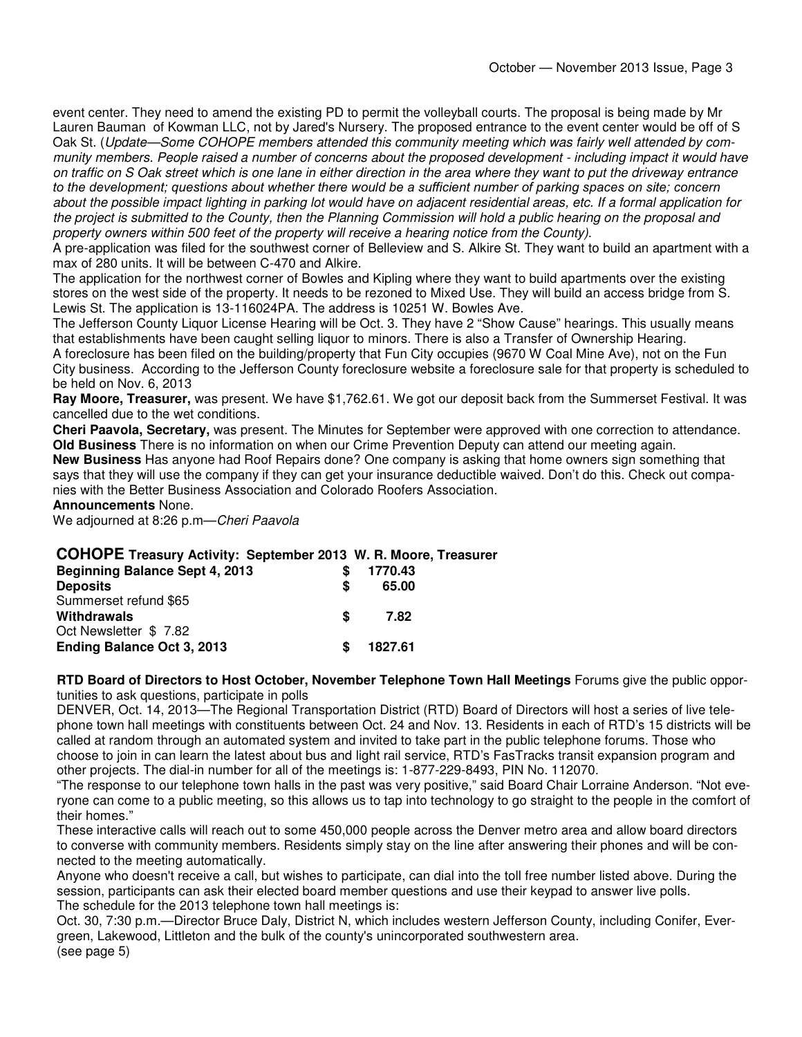event center. They need to amend the existing PD to permit the volleyball courts. The proposal is being made by Mr Lauren Bauman of Kowman LLC, not by Jared's Nursery. The proposed entrance to the event center would be off of S Oak St. (*Update—Some COHOPE members attended this community meeting which was fairly well attended by community members. People raised a number of concerns about the proposed development - including impact it would have on traffic on S Oak street which is one lane in either direction in the area where they want to put the driveway entrance to the development; questions about whether there would be a sufficient number of parking spaces on site; concern about the possible impact lighting in parking lot would have on adjacent residential areas, etc. If a formal application for the project is submitted to the County, then the Planning Commission will hold a public hearing on the proposal and property owners within 500 feet of the property will receive a hearing notice from the County).*

A pre-application was filed for the southwest corner of Belleview and S. Alkire St. They want to build an apartment with a max of 280 units. It will be between C-470 and Alkire.

The application for the northwest corner of Bowles and Kipling where they want to build apartments over the existing stores on the west side of the property. It needs to be rezoned to Mixed Use. They will build an access bridge from S. Lewis St. The application is 13-116024PA. The address is 10251 W. Bowles Ave.

The Jefferson County Liquor License Hearing will be Oct. 3. They have 2 "Show Cause" hearings. This usually means that establishments have been caught selling liquor to minors. There is also a Transfer of Ownership Hearing.

A foreclosure has been filed on the building/property that Fun City occupies (9670 W Coal Mine Ave), not on the Fun City business. According to the Jefferson County foreclosure website a foreclosure sale for that property is scheduled to be held on Nov. 6, 2013

**Ray Moore, Treasurer,** was present. We have $1,762.61. We got our deposit back from the Summerset Festival. It was cancelled due to the wet conditions.

**Cheri Paavola, Secretary,** was present. The Minutes for September were approved with one correction to attendance.

**Old Business** There is no information on when our Crime Prevention Deputy can attend our meeting again.

**New Business** Has anyone had Roof Repairs done? One company is asking that home owners sign something that says that they will use the company if they can get your insurance deductible waived. Don't do this. Check out companies with the Better Business Association and Colorado Roofers Association.

**Announcements** None.

We adjourned at 8:26 p.m—*Cheri Paavola*

## COHOPE Treasury Activity: September 2013 W. R. Moore, Treasurer

| | | |
|---|---|---|
| **Beginning Balance Sept 4, 2013** | **$** | **1770.43** |
| **Deposits** | **$** | **65.00** |
| Summerset refund $65 | | |
| **Withdrawals** | **$** | **7.82** |
| Oct Newsletter $ 7.82 | | |
| **Ending Balance Oct 3, 2013** | **$** | **1827.61** |

**RTD Board of Directors to Host October, November Telephone Town Hall Meetings** Forums give the public opportunities to ask questions, participate in polls

DENVER, Oct. 14, 2013—The Regional Transportation District (RTD) Board of Directors will host a series of live telephone town hall meetings with constituents between Oct. 24 and Nov. 13. Residents in each of RTD's 15 districts will be called at random through an automated system and invited to take part in the public telephone forums. Those who choose to join in can learn the latest about bus and light rail service, RTD's FasTracks transit expansion program and other projects. The dial-in number for all of the meetings is: 1-877-229-8493, PIN No. 112070.

"The response to our telephone town halls in the past was very positive," said Board Chair Lorraine Anderson. "Not everyone can come to a public meeting, so this allows us to tap into technology to go straight to the people in the comfort of their homes."

These interactive calls will reach out to some 450,000 people across the Denver metro area and allow board directors to converse with community members. Residents simply stay on the line after answering their phones and will be connected to the meeting automatically.

Anyone who doesn't receive a call, but wishes to participate, can dial into the toll free number listed above. During the session, participants can ask their elected board member questions and use their keypad to answer live polls.

The schedule for the 2013 telephone town hall meetings is:

Oct. 30, 7:30 p.m.—Director Bruce Daly, District N, which includes western Jefferson County, including Conifer, Evergreen, Lakewood, Littleton and the bulk of the county's unincorporated southwestern area.

(see page 5)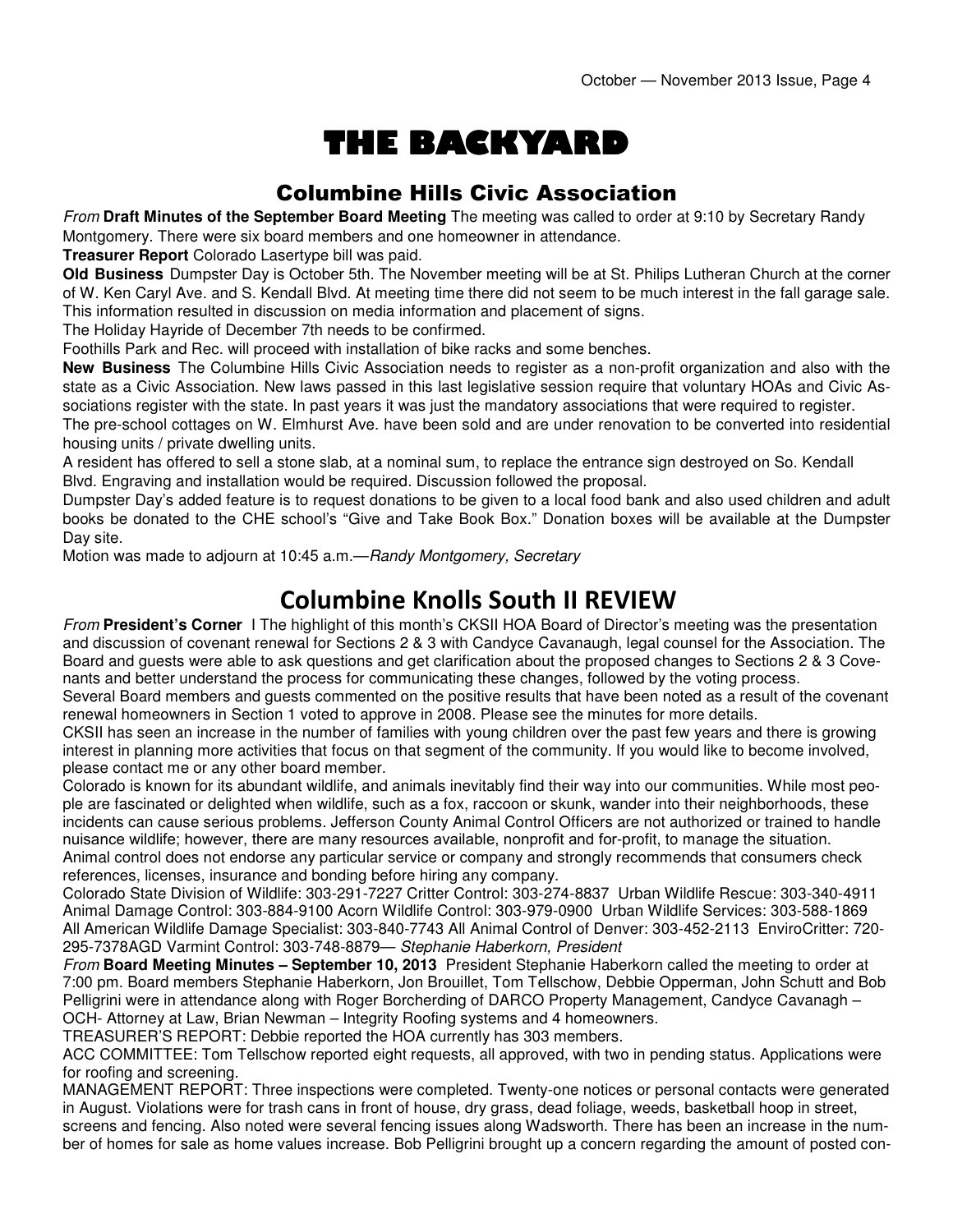# THE BACKYARD

## Columbine Hills Civic Association

*From* **Draft Minutes of the September Board Meeting** The meeting was called to order at 9:10 by Secretary Randy Montgomery. There were six board members and one homeowner in attendance.

**Treasurer Report** Colorado Lasertype bill was paid.

**Old Business** Dumpster Day is October 5th. The November meeting will be at St. Philips Lutheran Church at the corner of W. Ken Caryl Ave. and S. Kendall Blvd. At meeting time there did not seem to be much interest in the fall garage sale. This information resulted in discussion on media information and placement of signs.

The Holiday Hayride of December 7th needs to be confirmed.

Foothills Park and Rec. will proceed with installation of bike racks and some benches.

**New Business** The Columbine Hills Civic Association needs to register as a non-profit organization and also with the state as a Civic Association. New laws passed in this last legislative session require that voluntary HOAs and Civic Associations register with the state. In past years it was just the mandatory associations that were required to register.

The pre-school cottages on W. Elmhurst Ave. have been sold and are under renovation to be converted into residential housing units / private dwelling units.

A resident has offered to sell a stone slab, at a nominal sum, to replace the entrance sign destroyed on So. Kendall Blvd. Engraving and installation would be required. Discussion followed the proposal.

Dumpster Day's added feature is to request donations to be given to a local food bank and also used children and adult books be donated to the CHE school's "Give and Take Book Box." Donation boxes will be available at the Dumpster Day site.

Motion was made to adjourn at 10:45 a.m.—*Randy Montgomery, Secretary*

## Columbine Knolls South II REVIEW

*From* **President's Corner** I The highlight of this month's CKSII HOA Board of Director's meeting was the presentation and discussion of covenant renewal for Sections 2 & 3 with Candyce Cavanaugh, legal counsel for the Association. The Board and guests were able to ask questions and get clarification about the proposed changes to Sections 2 & 3 Covenants and better understand the process for communicating these changes, followed by the voting process.

Several Board members and guests commented on the positive results that have been noted as a result of the covenant renewal homeowners in Section 1 voted to approve in 2008. Please see the minutes for more details.

CKSII has seen an increase in the number of families with young children over the past few years and there is growing interest in planning more activities that focus on that segment of the community. If you would like to become involved, please contact me or any other board member.

Colorado is known for its abundant wildlife, and animals inevitably find their way into our communities. While most people are fascinated or delighted when wildlife, such as a fox, raccoon or skunk, wander into their neighborhoods, these incidents can cause serious problems. Jefferson County Animal Control Officers are not authorized or trained to handle nuisance wildlife; however, there are many resources available, nonprofit and for-profit, to manage the situation.

Animal control does not endorse any particular service or company and strongly recommends that consumers check references, licenses, insurance and bonding before hiring any company.

Colorado State Division of Wildlife: 303-291-7227 Critter Control: 303-274-8837 Urban Wildlife Rescue: 303-340-4911 Animal Damage Control: 303-884-9100 Acorn Wildlife Control: 303-979-0900 Urban Wildlife Services: 303-588-1869 All American Wildlife Damage Specialist: 303-840-7743 All Animal Control of Denver: 303-452-2113 EnviroCritter: 720-295-7378AGD Varmint Control: 303-748-8879— *Stephanie Haberkorn, President*

*From* **Board Meeting Minutes – September 10, 2013** President Stephanie Haberkorn called the meeting to order at 7:00 pm. Board members Stephanie Haberkorn, Jon Brouillet, Tom Tellschow, Debbie Opperman, John Schutt and Bob Pelligrini were in attendance along with Roger Borcherding of DARCO Property Management, Candyce Cavanagh – OCH- Attorney at Law, Brian Newman – Integrity Roofing systems and 4 homeowners.

TREASURER'S REPORT: Debbie reported the HOA currently has 303 members.

ACC COMMITTEE: Tom Tellschow reported eight requests, all approved, with two in pending status. Applications were for roofing and screening.

MANAGEMENT REPORT: Three inspections were completed. Twenty-one notices or personal contacts were generated in August. Violations were for trash cans in front of house, dry grass, dead foliage, weeds, basketball hoop in street, screens and fencing. Also noted were several fencing issues along Wadsworth. There has been an increase in the number of homes for sale as home values increase. Bob Pelligrini brought up a concern regarding the amount of posted con-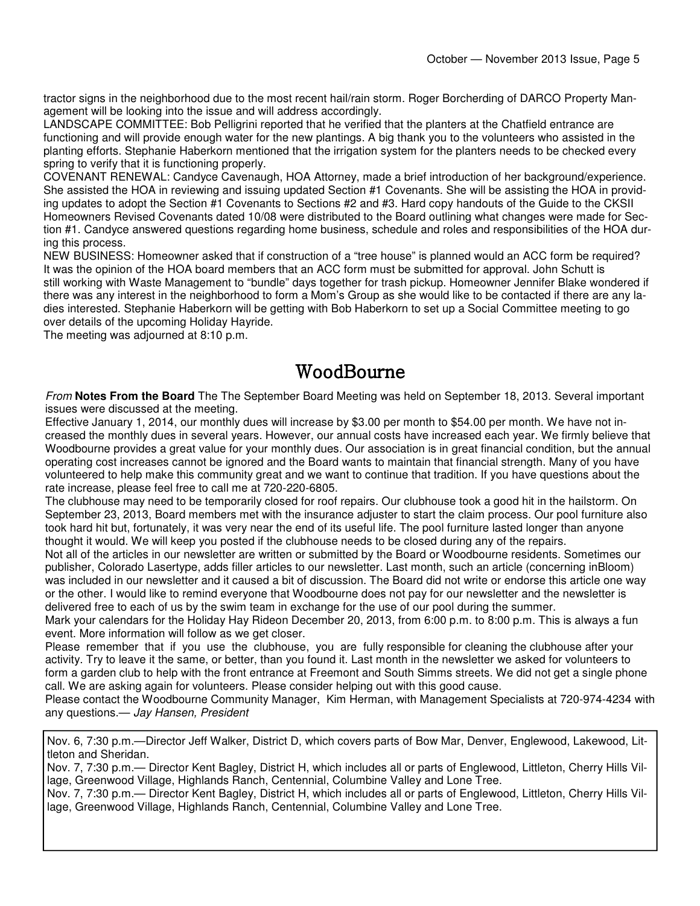tractor signs in the neighborhood due to the most recent hail/rain storm. Roger Borcherding of DARCO Property Management will be looking into the issue and will address accordingly.

LANDSCAPE COMMITTEE: Bob Pelligrini reported that he verified that the planters at the Chatfield entrance are functioning and will provide enough water for the new plantings. A big thank you to the volunteers who assisted in the planting efforts. Stephanie Haberkorn mentioned that the irrigation system for the planters needs to be checked every spring to verify that it is functioning properly.

COVENANT RENEWAL: Candyce Cavenaugh, HOA Attorney, made a brief introduction of her background/experience. She assisted the HOA in reviewing and issuing updated Section #1 Covenants. She will be assisting the HOA in providing updates to adopt the Section #1 Covenants to Sections #2 and #3. Hard copy handouts of the Guide to the CKSII Homeowners Revised Covenants dated 10/08 were distributed to the Board outlining what changes were made for Section #1. Candyce answered questions regarding home business, schedule and roles and responsibilities of the HOA during this process.

NEW BUSINESS: Homeowner asked that if construction of a "tree house" is planned would an ACC form be required? It was the opinion of the HOA board members that an ACC form must be submitted for approval. John Schutt is still working with Waste Management to "bundle" days together for trash pickup. Homeowner Jennifer Blake wondered if there was any interest in the neighborhood to form a Mom's Group as she would like to be contacted if there are any ladies interested. Stephanie Haberkorn will be getting with Bob Haberkorn to set up a Social Committee meeting to go over details of the upcoming Holiday Hayride.

The meeting was adjourned at 8:10 p.m.

## WoodBourne

*From* **Notes From the Board** The The September Board Meeting was held on September 18, 2013. Several important issues were discussed at the meeting.

Effective January 1, 2014, our monthly dues will increase by $3.00 per month to $54.00 per month. We have not increased the monthly dues in several years. However, our annual costs have increased each year. We firmly believe that Woodbourne provides a great value for your monthly dues. Our association is in great financial condition, but the annual operating cost increases cannot be ignored and the Board wants to maintain that financial strength. Many of you have volunteered to help make this community great and we want to continue that tradition. If you have questions about the rate increase, please feel free to call me at 720-220-6805.

The clubhouse may need to be temporarily closed for roof repairs. Our clubhouse took a good hit in the hailstorm. On September 23, 2013, Board members met with the insurance adjuster to start the claim process. Our pool furniture also took hard hit but, fortunately, it was very near the end of its useful life. The pool furniture lasted longer than anyone thought it would. We will keep you posted if the clubhouse needs to be closed during any of the repairs.

Not all of the articles in our newsletter are written or submitted by the Board or Woodbourne residents. Sometimes our publisher, Colorado Lasertype, adds filler articles to our newsletter. Last month, such an article (concerning inBloom) was included in our newsletter and it caused a bit of discussion. The Board did not write or endorse this article one way or the other. I would like to remind everyone that Woodbourne does not pay for our newsletter and the newsletter is delivered free to each of us by the swim team in exchange for the use of our pool during the summer.

Mark your calendars for the Holiday Hay Rideon December 20, 2013, from 6:00 p.m. to 8:00 p.m. This is always a fun event. More information will follow as we get closer.

Please remember that if you use the clubhouse, you are fully responsible for cleaning the clubhouse after your activity. Try to leave it the same, or better, than you found it. Last month in the newsletter we asked for volunteers to form a garden club to help with the front entrance at Freemont and South Simms streets. We did not get a single phone call. We are asking again for volunteers. Please consider helping out with this good cause.

Please contact the Woodbourne Community Manager, Kim Herman, with Management Specialists at 720-974-4234 with any questions.— *Jay Hansen, President*

Nov. 6, 7:30 p.m.—Director Jeff Walker, District D, which covers parts of Bow Mar, Denver, Englewood, Lakewood, Littleton and Sheridan.

Nov. 7, 7:30 p.m.— Director Kent Bagley, District H, which includes all or parts of Englewood, Littleton, Cherry Hills Village, Greenwood Village, Highlands Ranch, Centennial, Columbine Valley and Lone Tree.

Nov. 7, 7:30 p.m.— Director Kent Bagley, District H, which includes all or parts of Englewood, Littleton, Cherry Hills Village, Greenwood Village, Highlands Ranch, Centennial, Columbine Valley and Lone Tree.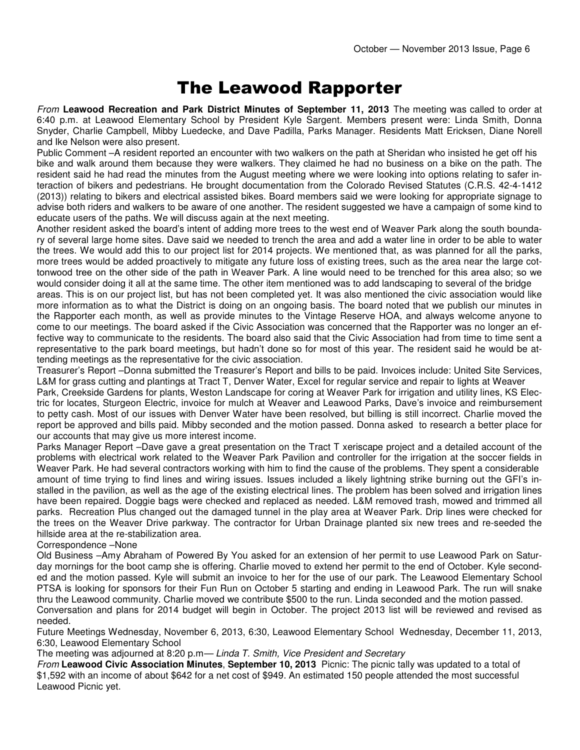# The Leawood Rapporter

*From* **Leawood Recreation and Park District Minutes of September 11, 2013** The meeting was called to order at 6:40 p.m. at Leawood Elementary School by President Kyle Sargent. Members present were: Linda Smith, Donna Snyder, Charlie Campbell, Mibby Luedecke, and Dave Padilla, Parks Manager. Residents Matt Ericksen, Diane Norell and Ike Nelson were also present.

Public Comment –A resident reported an encounter with two walkers on the path at Sheridan who insisted he get off his bike and walk around them because they were walkers. They claimed he had no business on a bike on the path. The resident said he had read the minutes from the August meeting where we were looking into options relating to safer interaction of bikers and pedestrians. He brought documentation from the Colorado Revised Statutes (C.R.S. 42-4-1412 (2013)) relating to bikers and electrical assisted bikes. Board members said we were looking for appropriate signage to advise both riders and walkers to be aware of one another. The resident suggested we have a campaign of some kind to educate users of the paths. We will discuss again at the next meeting.

Another resident asked the board's intent of adding more trees to the west end of Weaver Park along the south boundary of several large home sites. Dave said we needed to trench the area and add a water line in order to be able to water the trees. We would add this to our project list for 2014 projects. We mentioned that, as was planned for all the parks, more trees would be added proactively to mitigate any future loss of existing trees, such as the area near the large cottonwood tree on the other side of the path in Weaver Park. A line would need to be trenched for this area also; so we would consider doing it all at the same time. The other item mentioned was to add landscaping to several of the bridge areas. This is on our project list, but has not been completed yet. It was also mentioned the civic association would like more information as to what the District is doing on an ongoing basis. The board noted that we publish our minutes in the Rapporter each month, as well as provide minutes to the Vintage Reserve HOA, and always welcome anyone to come to our meetings. The board asked if the Civic Association was concerned that the Rapporter was no longer an effective way to communicate to the residents. The board also said that the Civic Association had from time to time sent a representative to the park board meetings, but hadn't done so for most of this year. The resident said he would be attending meetings as the representative for the civic association.

Treasurer's Report –Donna submitted the Treasurer's Report and bills to be paid. Invoices include: United Site Services, L&M for grass cutting and plantings at Tract T, Denver Water, Excel for regular service and repair to lights at Weaver Park, Creekside Gardens for plants, Weston Landscape for coring at Weaver Park for irrigation and utility lines, KS Electric for locates, Sturgeon Electric, invoice for mulch at Weaver and Leawood Parks, Dave's invoice and reimbursement to petty cash. Most of our issues with Denver Water have been resolved, but billing is still incorrect. Charlie moved the report be approved and bills paid. Mibby seconded and the motion passed. Donna asked to research a better place for our accounts that may give us more interest income.

Parks Manager Report –Dave gave a great presentation on the Tract T xeriscape project and a detailed account of the problems with electrical work related to the Weaver Park Pavilion and controller for the irrigation at the soccer fields in Weaver Park. He had several contractors working with him to find the cause of the problems. They spent a considerable amount of time trying to find lines and wiring issues. Issues included a likely lightning strike burning out the GFI's installed in the pavilion, as well as the age of the existing electrical lines. The problem has been solved and irrigation lines have been repaired. Doggie bags were checked and replaced as needed. L&M removed trash, mowed and trimmed all parks. Recreation Plus changed out the damaged tunnel in the play area at Weaver Park. Drip lines were checked for the trees on the Weaver Drive parkway. The contractor for Urban Drainage planted six new trees and re-seeded the hillside area at the re-stabilization area.

Correspondence –None

Old Business –Amy Abraham of Powered By You asked for an extension of her permit to use Leawood Park on Saturday mornings for the boot camp she is offering. Charlie moved to extend her permit to the end of October. Kyle seconded and the motion passed. Kyle will submit an invoice to her for the use of our park. The Leawood Elementary School PTSA is looking for sponsors for their Fun Run on October 5 starting and ending in Leawood Park. The run will snake thru the Leawood community. Charlie moved we contribute $500 to the run. Linda seconded and the motion passed.

Conversation and plans for 2014 budget will begin in October. The project 2013 list will be reviewed and revised as needed.

Future Meetings Wednesday, November 6, 2013, 6:30, Leawood Elementary School Wednesday, December 11, 2013, 6:30, Leawood Elementary School

The meeting was adjourned at 8:20 p.m— *Linda T. Smith, Vice President and Secretary*

*From* **Leawood Civic Association Minutes**, **September 10, 2013** Picnic: The picnic tally was updated to a total of $1,592 with an income of about $642 for a net cost of $949. An estimated 150 people attended the most successful Leawood Picnic yet.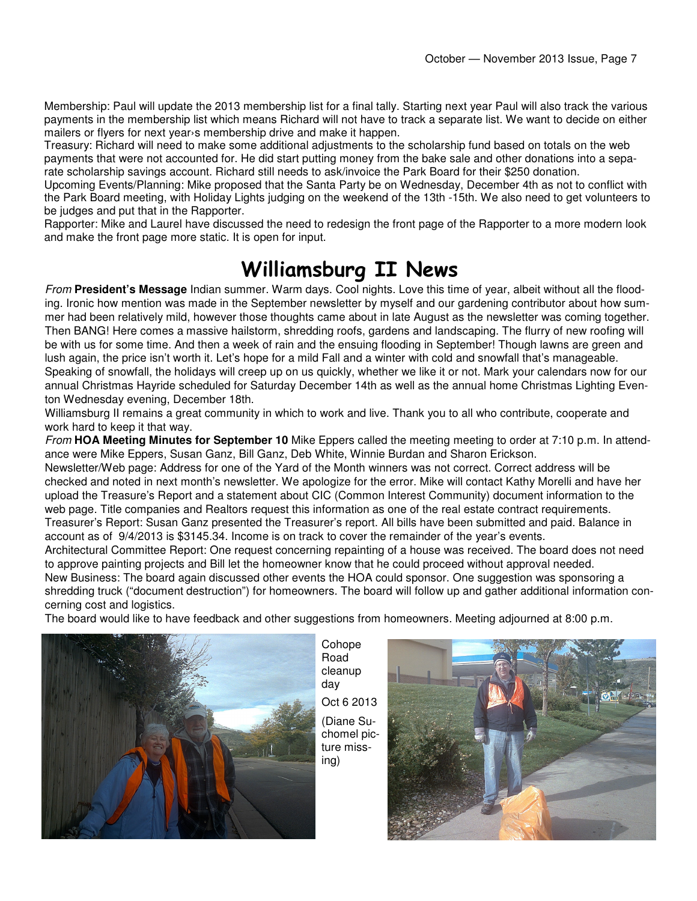Membership: Paul will update the 2013 membership list for a final tally. Starting next year Paul will also track the various payments in the membership list which means Richard will not have to track a separate list. We want to decide on either mailers or flyers for next year›s membership drive and make it happen.

Treasury: Richard will need to make some additional adjustments to the scholarship fund based on totals on the web payments that were not accounted for. He did start putting money from the bake sale and other donations into a separate scholarship savings account. Richard still needs to ask/invoice the Park Board for their $250 donation.

Upcoming Events/Planning: Mike proposed that the Santa Party be on Wednesday, December 4th as not to conflict with the Park Board meeting, with Holiday Lights judging on the weekend of the 13th -15th. We also need to get volunteers to be judges and put that in the Rapporter.

Rapporter: Mike and Laurel have discussed the need to redesign the front page of the Rapporter to a more modern look and make the front page more static. It is open for input.

# Williamsburg II News

*From* **President's Message** Indian summer. Warm days. Cool nights. Love this time of year, albeit without all the flooding. Ironic how mention was made in the September newsletter by myself and our gardening contributor about how summer had been relatively mild, however those thoughts came about in late August as the newsletter was coming together. Then BANG! Here comes a massive hailstorm, shredding roofs, gardens and landscaping. The flurry of new roofing will be with us for some time. And then a week of rain and the ensuing flooding in September! Though lawns are green and lush again, the price isn't worth it. Let's hope for a mild Fall and a winter with cold and snowfall that's manageable.

Speaking of snowfall, the holidays will creep up on us quickly, whether we like it or not. Mark your calendars now for our annual Christmas Hayride scheduled for Saturday December 14th as well as the annual home Christmas Lighting Eventon Wednesday evening, December 18th.

Williamsburg II remains a great community in which to work and live. Thank you to all who contribute, cooperate and work hard to keep it that way.

*From* **HOA Meeting Minutes for September 10** Mike Eppers called the meeting meeting to order at 7:10 p.m. In attendance were Mike Eppers, Susan Ganz, Bill Ganz, Deb White, Winnie Burdan and Sharon Erickson.

Newsletter/Web page: Address for one of the Yard of the Month winners was not correct. Correct address will be checked and noted in next month's newsletter. We apologize for the error. Mike will contact Kathy Morelli and have her upload the Treasure's Report and a statement about CIC (Common Interest Community) document information to the web page. Title companies and Realtors request this information as one of the real estate contract requirements.

Treasurer's Report: Susan Ganz presented the Treasurer's report. All bills have been submitted and paid. Balance in account as of 9/4/2013 is $3145.34. Income is on track to cover the remainder of the year's events.

Architectural Committee Report: One request concerning repainting of a house was received. The board does not need to approve painting projects and Bill let the homeowner know that he could proceed without approval needed.

New Business: The board again discussed other events the HOA could sponsor. One suggestion was sponsoring a shredding truck ("document destruction") for homeowners. The board will follow up and gather additional information concerning cost and logistics.

The board would like to have feedback and other suggestions from homeowners. Meeting adjourned at 8:00 p.m.

Cohope Road cleanup day

Oct 6 2013

(Diane Suchomel picture missing)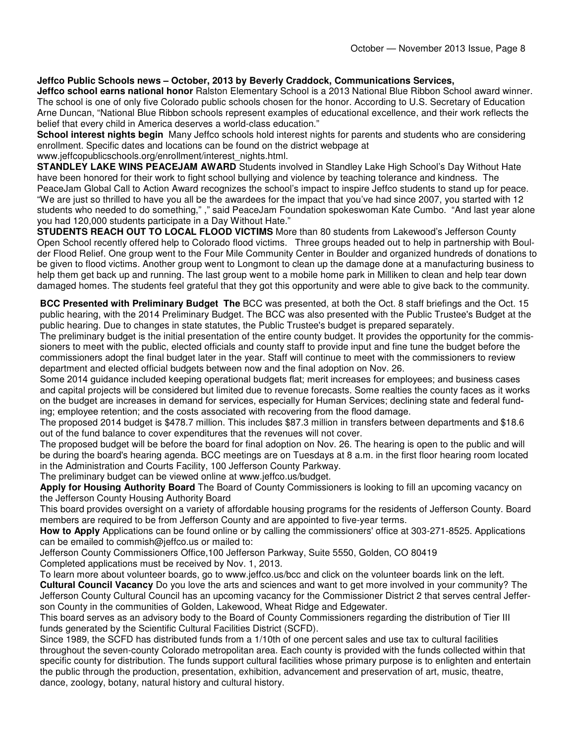**Jeffco Public Schools news – October, 2013 by Beverly Craddock, Communications Services,**

**Jeffco school earns national honor** Ralston Elementary School is a 2013 National Blue Ribbon School award winner. The school is one of only five Colorado public schools chosen for the honor. According to U.S. Secretary of Education Arne Duncan, "National Blue Ribbon schools represent examples of educational excellence, and their work reflects the belief that every child in America deserves a world-class education."

**School interest nights begin** Many Jeffco schools hold interest nights for parents and students who are considering enrollment. Specific dates and locations can be found on the district webpage at www.jeffcopublicschools.org/enrollment/interest_nights.html.

**STANDLEY LAKE WINS PEACEJAM AWARD** Students involved in Standley Lake High School's Day Without Hate have been honored for their work to fight school bullying and violence by teaching tolerance and kindness. The PeaceJam Global Call to Action Award recognizes the school's impact to inspire Jeffco students to stand up for peace. "We are just so thrilled to have you all be the awardees for the impact that you've had since 2007, you started with 12 students who needed to do something," ," said PeaceJam Foundation spokeswoman Kate Cumbo. "And last year alone you had 120,000 students participate in a Day Without Hate."

**STUDENTS REACH OUT TO LOCAL FLOOD VICTIMS** More than 80 students from Lakewood's Jefferson County Open School recently offered help to Colorado flood victims. Three groups headed out to help in partnership with Boulder Flood Relief. One group went to the Four Mile Community Center in Boulder and organized hundreds of donations to be given to flood victims. Another group went to Longmont to clean up the damage done at a manufacturing business to help them get back up and running. The last group went to a mobile home park in Milliken to clean and help tear down damaged homes. The students feel grateful that they got this opportunity and were able to give back to the community.

**BCC Presented with Preliminary Budget The** BCC was presented, at both the Oct. 8 staff briefings and the Oct. 15 public hearing, with the 2014 Preliminary Budget. The BCC was also presented with the Public Trustee's Budget at the public hearing. Due to changes in state statutes, the Public Trustee's budget is prepared separately.

The preliminary budget is the initial presentation of the entire county budget. It provides the opportunity for the commissioners to meet with the public, elected officials and county staff to provide input and fine tune the budget before the commissioners adopt the final budget later in the year. Staff will continue to meet with the commissioners to review department and elected official budgets between now and the final adoption on Nov. 26.

Some 2014 guidance included keeping operational budgets flat; merit increases for employees; and business cases and capital projects will be considered but limited due to revenue forecasts. Some realties the county faces as it works on the budget are increases in demand for services, especially for Human Services; declining state and federal funding; employee retention; and the costs associated with recovering from the flood damage.

The proposed 2014 budget is $478.7 million. This includes $87.3 million in transfers between departments and $18.6 out of the fund balance to cover expenditures that the revenues will not cover.

The proposed budget will be before the board for final adoption on Nov. 26. The hearing is open to the public and will be during the board's hearing agenda. BCC meetings are on Tuesdays at 8 a.m. in the first floor hearing room located in the Administration and Courts Facility, 100 Jefferson County Parkway.

The preliminary budget can be viewed online at www.jeffco.us/budget.

**Apply for Housing Authority Board** The Board of County Commissioners is looking to fill an upcoming vacancy on the Jefferson County Housing Authority Board

This board provides oversight on a variety of affordable housing programs for the residents of Jefferson County. Board members are required to be from Jefferson County and are appointed to five-year terms.

**How to Apply** Applications can be found online or by calling the commissioners' office at 303-271-8525. Applications can be emailed to commish@jeffco.us or mailed to:

Jefferson County Commissioners Office,100 Jefferson Parkway, Suite 5550, Golden, CO 80419

Completed applications must be received by Nov. 1, 2013.

To learn more about volunteer boards, go to www.jeffco.us/bcc and click on the volunteer boards link on the left.

**Cultural Council Vacancy** Do you love the arts and sciences and want to get more involved in your community? The Jefferson County Cultural Council has an upcoming vacancy for the Commissioner District 2 that serves central Jefferson County in the communities of Golden, Lakewood, Wheat Ridge and Edgewater.

This board serves as an advisory body to the Board of County Commissioners regarding the distribution of Tier III funds generated by the Scientific Cultural Facilities District (SCFD).

Since 1989, the SCFD has distributed funds from a 1/10th of one percent sales and use tax to cultural facilities throughout the seven-county Colorado metropolitan area. Each county is provided with the funds collected within that specific county for distribution. The funds support cultural facilities whose primary purpose is to enlighten and entertain the public through the production, presentation, exhibition, advancement and preservation of art, music, theatre, dance, zoology, botany, natural history and cultural history.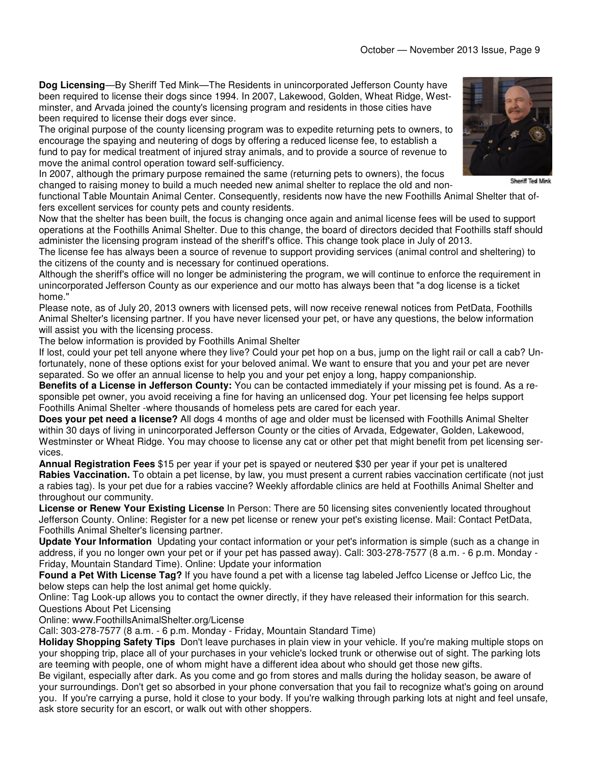**Dog Licensing**—By Sheriff Ted Mink—The Residents in unincorporated Jefferson County have been required to license their dogs since 1994. In 2007, Lakewood, Golden, Wheat Ridge, Westminster, and Arvada joined the county's licensing program and residents in those cities have been required to license their dogs ever since.

The original purpose of the county licensing program was to expedite returning pets to owners, to encourage the spaying and neutering of dogs by offering a reduced license fee, to establish a fund to pay for medical treatment of injured stray animals, and to provide a source of revenue to move the animal control operation toward self-sufficiency.

Sheriff Ted Mink

In 2007, although the primary purpose remained the same (returning pets to owners), the focus changed to raising money to build a much needed new animal shelter to replace the old and non-functional Table Mountain Animal Center. Consequently, residents now have the new Foothills Animal Shelter that offers excellent services for county pets and county residents.

Now that the shelter has been built, the focus is changing once again and animal license fees will be used to support operations at the Foothills Animal Shelter. Due to this change, the board of directors decided that Foothills staff should administer the licensing program instead of the sheriff's office. This change took place in July of 2013.

The license fee has always been a source of revenue to support providing services (animal control and sheltering) to the citizens of the county and is necessary for continued operations.

Although the sheriff's office will no longer be administering the program, we will continue to enforce the requirement in unincorporated Jefferson County as our experience and our motto has always been that "a dog license is a ticket home."

Please note, as of July 20, 2013 owners with licensed pets, will now receive renewal notices from PetData, Foothills Animal Shelter's licensing partner. If you have never licensed your pet, or have any questions, the below information will assist you with the licensing process.

The below information is provided by Foothills Animal Shelter

If lost, could your pet tell anyone where they live? Could your pet hop on a bus, jump on the light rail or call a cab? Unfortunately, none of these options exist for your beloved animal. We want to ensure that you and your pet are never separated. So we offer an annual license to help you and your pet enjoy a long, happy companionship.

**Benefits of a License in Jefferson County:** You can be contacted immediately if your missing pet is found. As a responsible pet owner, you avoid receiving a fine for having an unlicensed dog. Your pet licensing fee helps support Foothills Animal Shelter -where thousands of homeless pets are cared for each year.

**Does your pet need a license?** All dogs 4 months of age and older must be licensed with Foothills Animal Shelter within 30 days of living in unincorporated Jefferson County or the cities of Arvada, Edgewater, Golden, Lakewood, Westminster or Wheat Ridge. You may choose to license any cat or other pet that might benefit from pet licensing services.

**Annual Registration Fees** $15 per year if your pet is spayed or neutered $30 per year if your pet is unaltered

**Rabies Vaccination.** To obtain a pet license, by law, you must present a current rabies vaccination certificate (not just a rabies tag). Is your pet due for a rabies vaccine? Weekly affordable clinics are held at Foothills Animal Shelter and throughout our community.

**License or Renew Your Existing License** In Person: There are 50 licensing sites conveniently located throughout Jefferson County. Online: Register for a new pet license or renew your pet's existing license. Mail: Contact PetData, Foothills Animal Shelter's licensing partner.

**Update Your Information** Updating your contact information or your pet's information is simple (such as a change in address, if you no longer own your pet or if your pet has passed away). Call: 303-278-7577 (8 a.m. - 6 p.m. Monday - Friday, Mountain Standard Time). Online: Update your information

**Found a Pet With License Tag?** If you have found a pet with a license tag labeled Jeffco License or Jeffco Lic, the below steps can help the lost animal get home quickly.

Online: Tag Look-up allows you to contact the owner directly, if they have released their information for this search.

Questions About Pet Licensing

Online: www.FoothillsAnimalShelter.org/License

Call: 303-278-7577 (8 a.m. - 6 p.m. Monday - Friday, Mountain Standard Time)

**Holiday Shopping Safety Tips** Don't leave purchases in plain view in your vehicle. If you're making multiple stops on your shopping trip, place all of your purchases in your vehicle's locked trunk or otherwise out of sight. The parking lots are teeming with people, one of whom might have a different idea about who should get those new gifts.

Be vigilant, especially after dark. As you come and go from stores and malls during the holiday season, be aware of your surroundings. Don't get so absorbed in your phone conversation that you fail to recognize what's going on around you. If you're carrying a purse, hold it close to your body. If you're walking through parking lots at night and feel unsafe, ask store security for an escort, or walk out with other shoppers.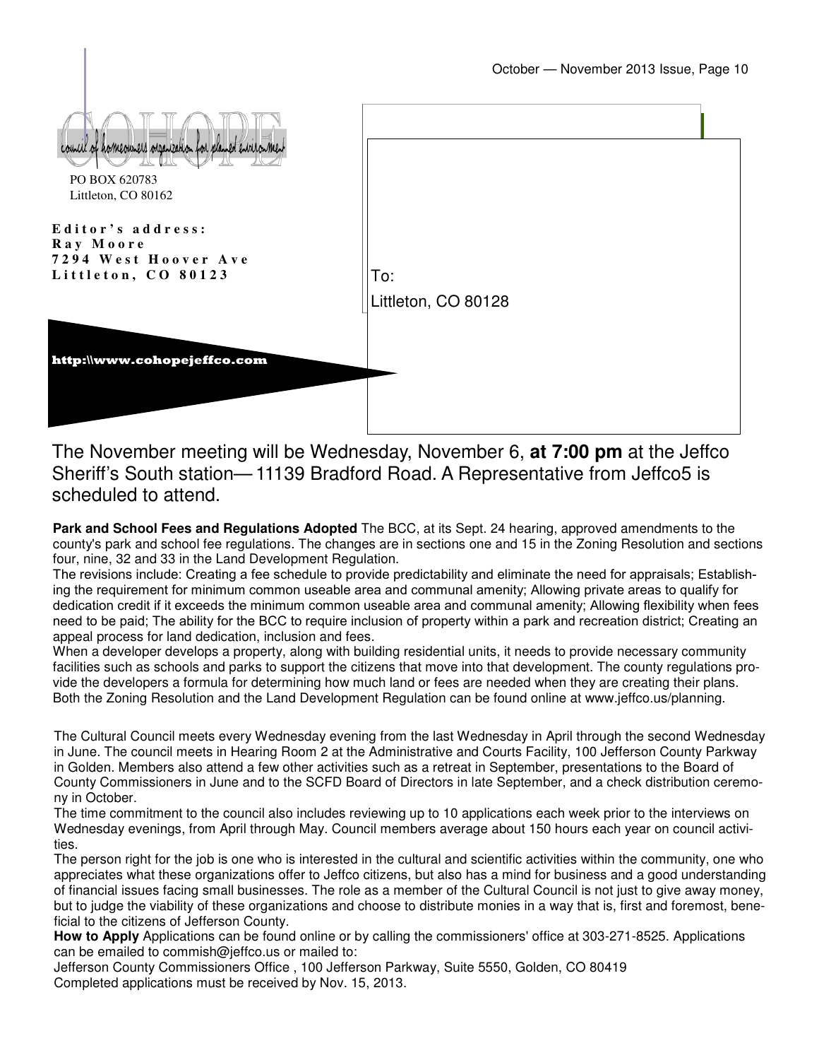COHOPE

council of homeowners organization for planned environment

PO BOX 620783
Littleton, CO 80162

**Editor's address:**
**Ray Moore**
**7294 West Hoover Ave**
**Littleton, CO 80123**

**http:\\www.cohopejeffco.com**

To:

Littleton, CO 80128

The November meeting will be Wednesday, November 6, **at 7:00 pm** at the Jeffco Sheriff's South station— 11139 Bradford Road. A Representative from Jeffco5 is scheduled to attend.

**Park and School Fees and Regulations Adopted** The BCC, at its Sept. 24 hearing, approved amendments to the county's park and school fee regulations. The changes are in sections one and 15 in the Zoning Resolution and sections four, nine, 32 and 33 in the Land Development Regulation.

The revisions include: Creating a fee schedule to provide predictability and eliminate the need for appraisals; Establishing the requirement for minimum common useable area and communal amenity; Allowing private areas to qualify for dedication credit if it exceeds the minimum common useable area and communal amenity; Allowing flexibility when fees need to be paid; The ability for the BCC to require inclusion of property within a park and recreation district; Creating an appeal process for land dedication, inclusion and fees.

When a developer develops a property, along with building residential units, it needs to provide necessary community facilities such as schools and parks to support the citizens that move into that development. The county regulations provide the developers a formula for determining how much land or fees are needed when they are creating their plans. Both the Zoning Resolution and the Land Development Regulation can be found online at www.jeffco.us/planning.

The Cultural Council meets every Wednesday evening from the last Wednesday in April through the second Wednesday in June. The council meets in Hearing Room 2 at the Administrative and Courts Facility, 100 Jefferson County Parkway in Golden. Members also attend a few other activities such as a retreat in September, presentations to the Board of County Commissioners in June and to the SCFD Board of Directors in late September, and a check distribution ceremony in October.

The time commitment to the council also includes reviewing up to 10 applications each week prior to the interviews on Wednesday evenings, from April through May. Council members average about 150 hours each year on council activities.

The person right for the job is one who is interested in the cultural and scientific activities within the community, one who appreciates what these organizations offer to Jeffco citizens, but also has a mind for business and a good understanding of financial issues facing small businesses. The role as a member of the Cultural Council is not just to give away money, but to judge the viability of these organizations and choose to distribute monies in a way that is, first and foremost, beneficial to the citizens of Jefferson County.

**How to Apply** Applications can be found online or by calling the commissioners' office at 303-271-8525. Applications can be emailed to commish@jeffco.us or mailed to:

Jefferson County Commissioners Office , 100 Jefferson Parkway, Suite 5550, Golden, CO 80419

Completed applications must be received by Nov. 15, 2013.